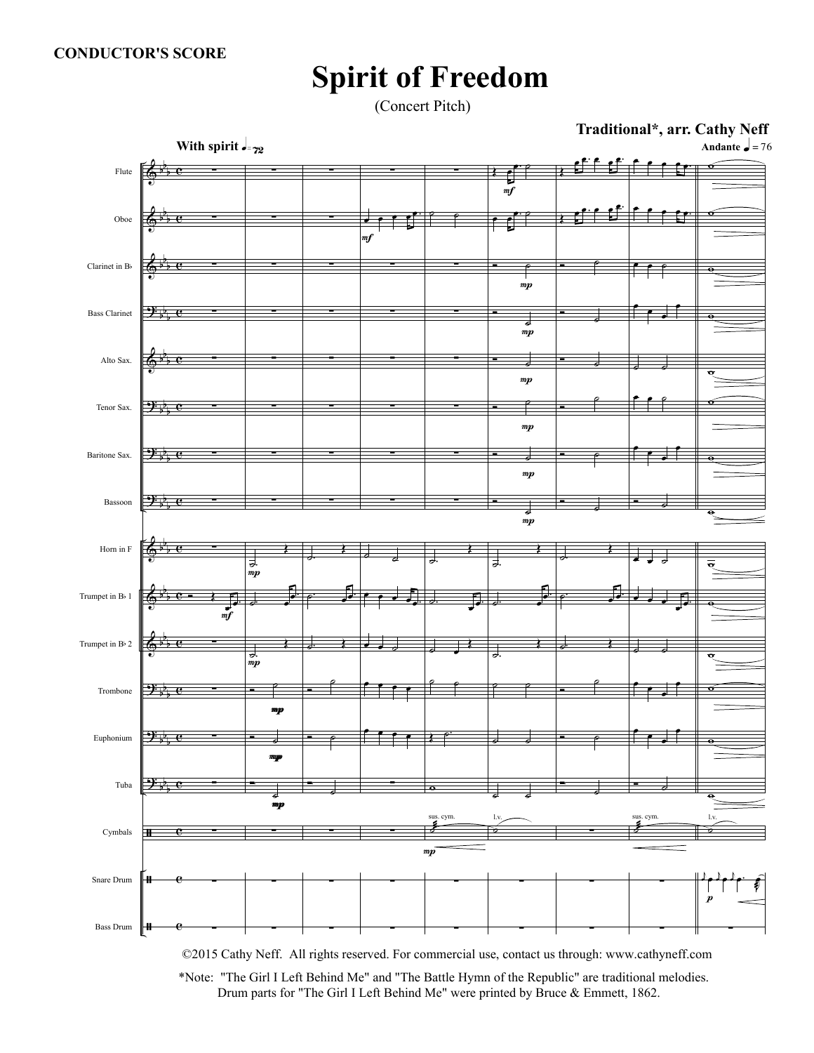**CONDUCTOR'S SCORE**

# Spirit of Freedom

(Concert Pitch)

**Traditional*, arr. Cathy Neff**

©2015 Cathy Neff. All rights reserved. For commercial use, contact us through: www.cathyneff.com

*Note: "The Girl I Left Behind Me" and "The Battle Hymn of the Republic" are traditional melodies. Drum parts for "The Girl I Left Behind Me" were printed by Bruce & Emmett, 1862.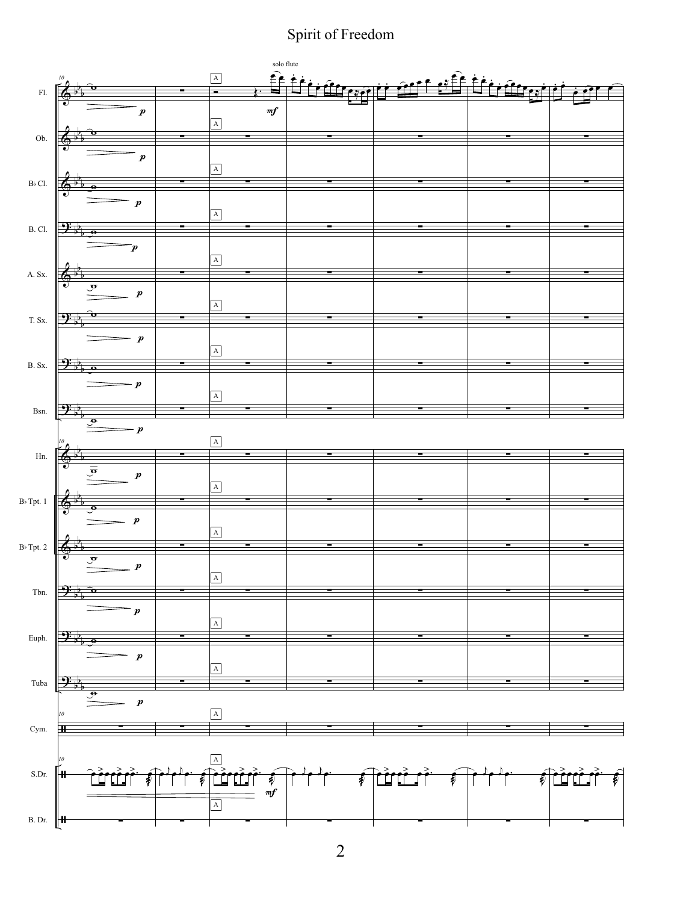# Spirit of Freedom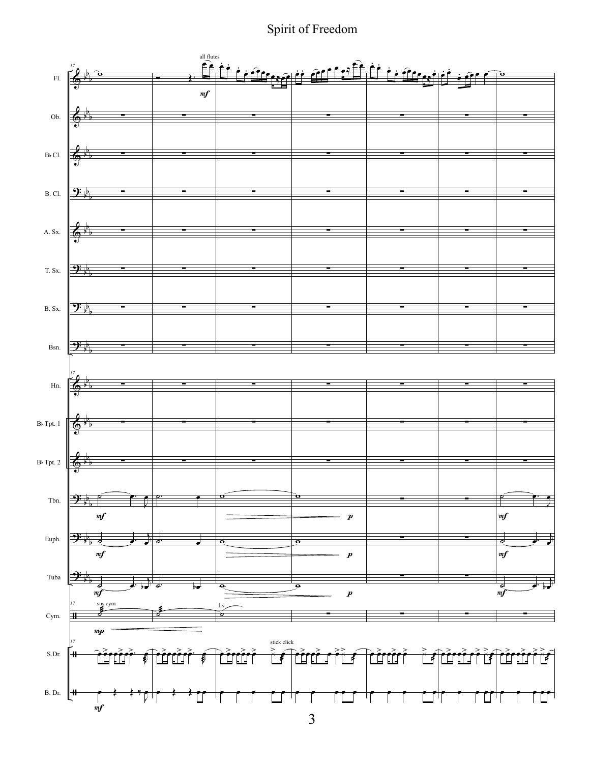# Spirit of Freedom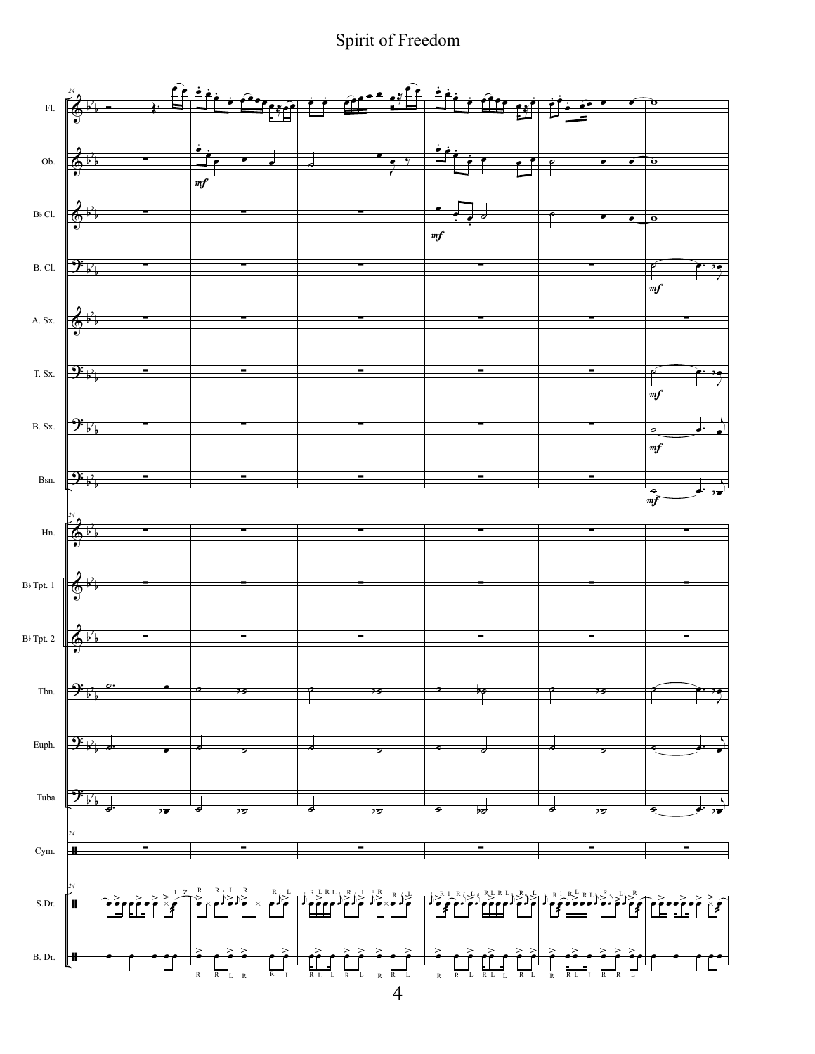# Spirit of Freedom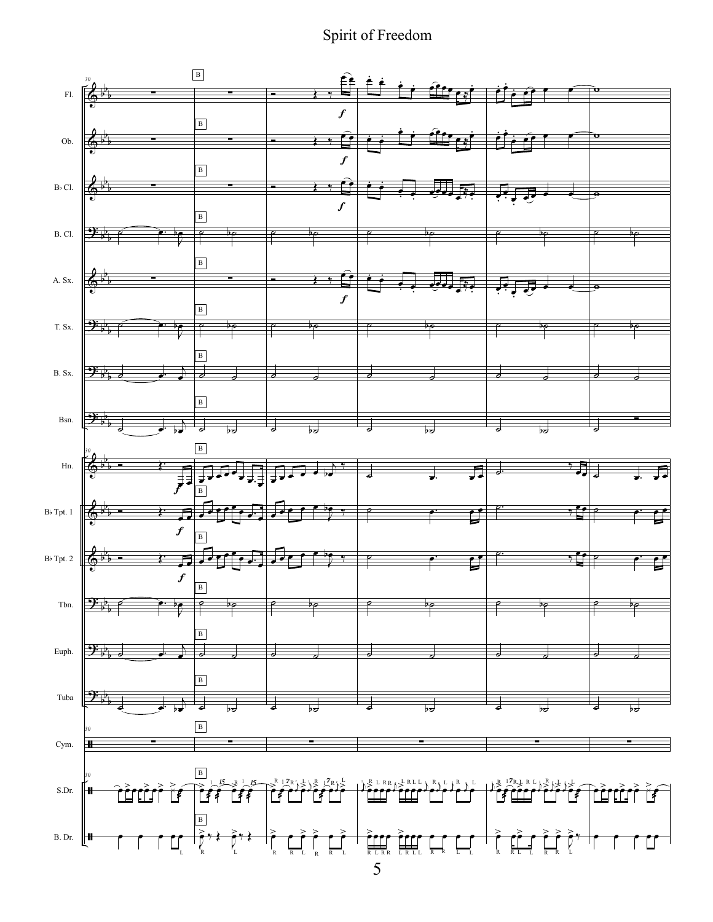# Spirit of Freedom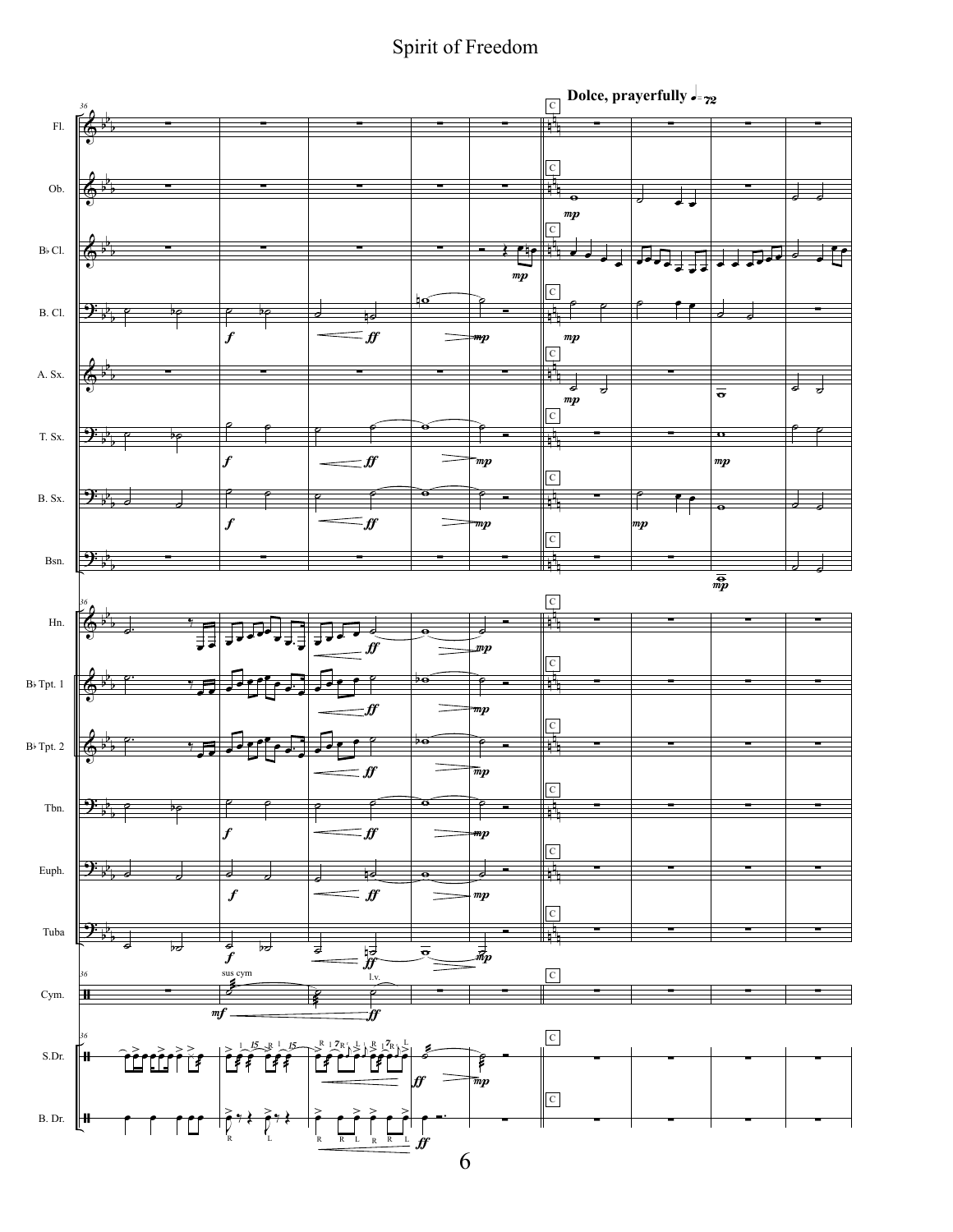# Spirit of Freedom

Dolce, prayerfully ♩= 72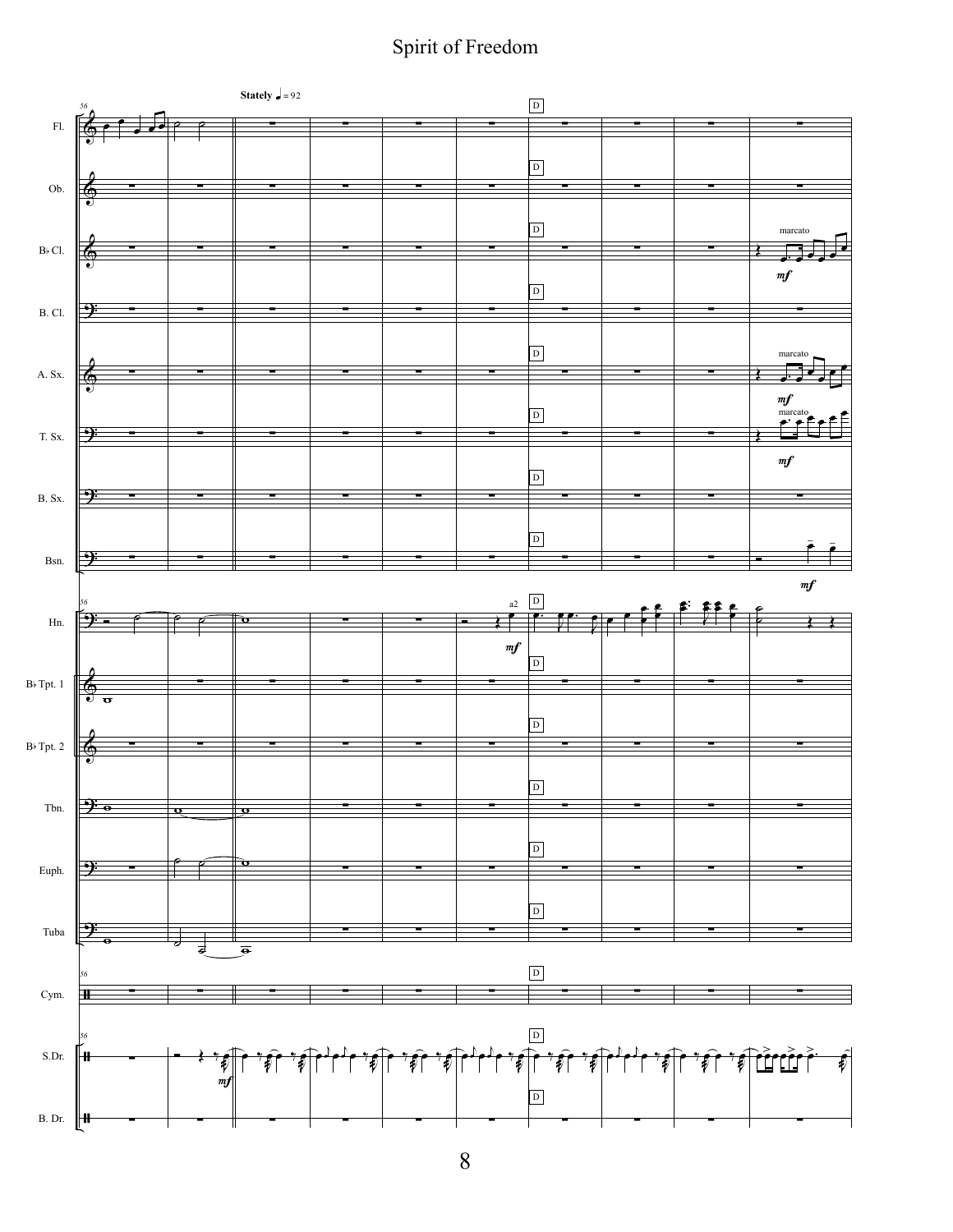# Spirit of Freedom

Stately ♩ = 92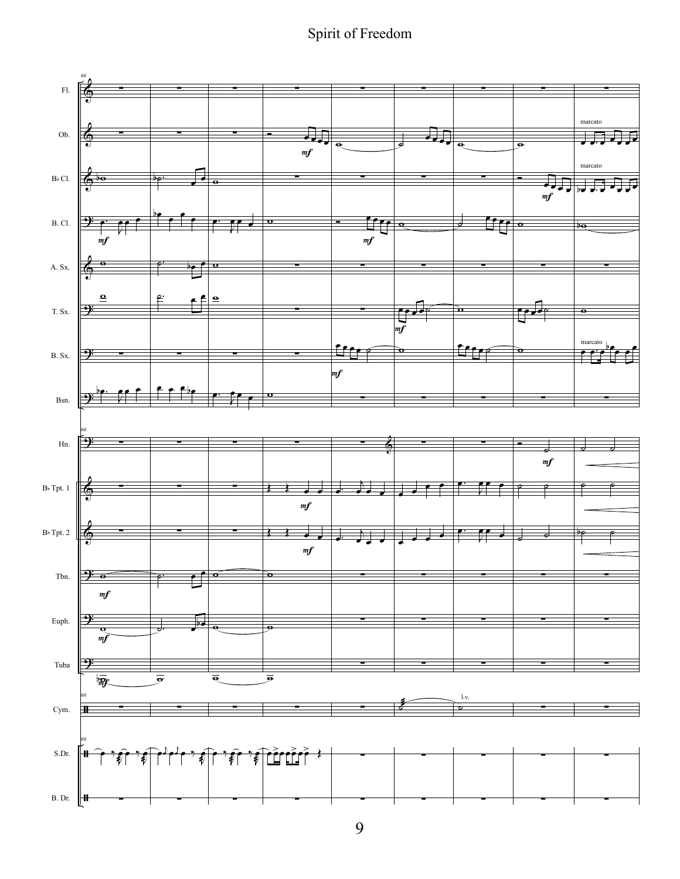# Spirit of Freedom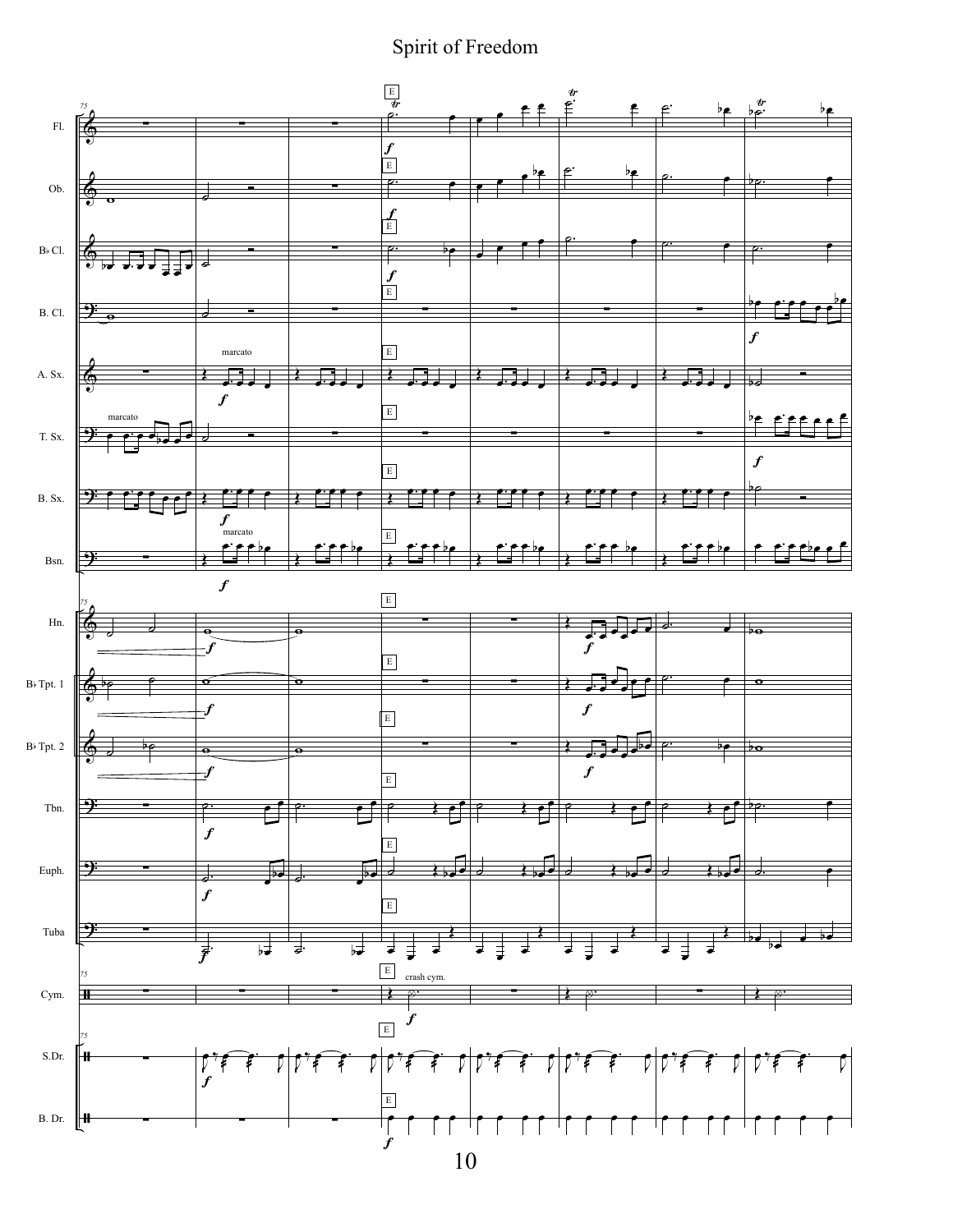# Spirit of Freedom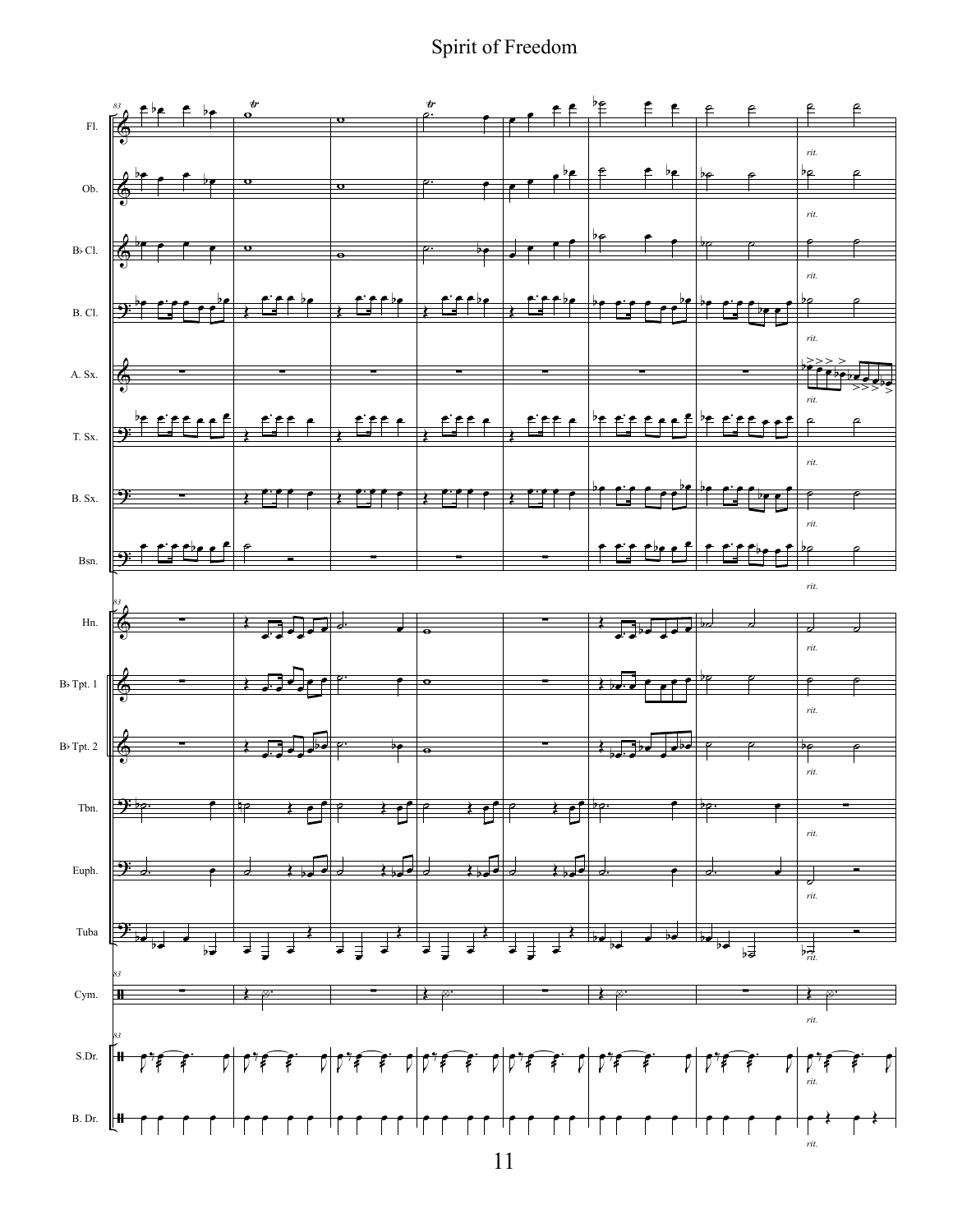# Spirit of Freedom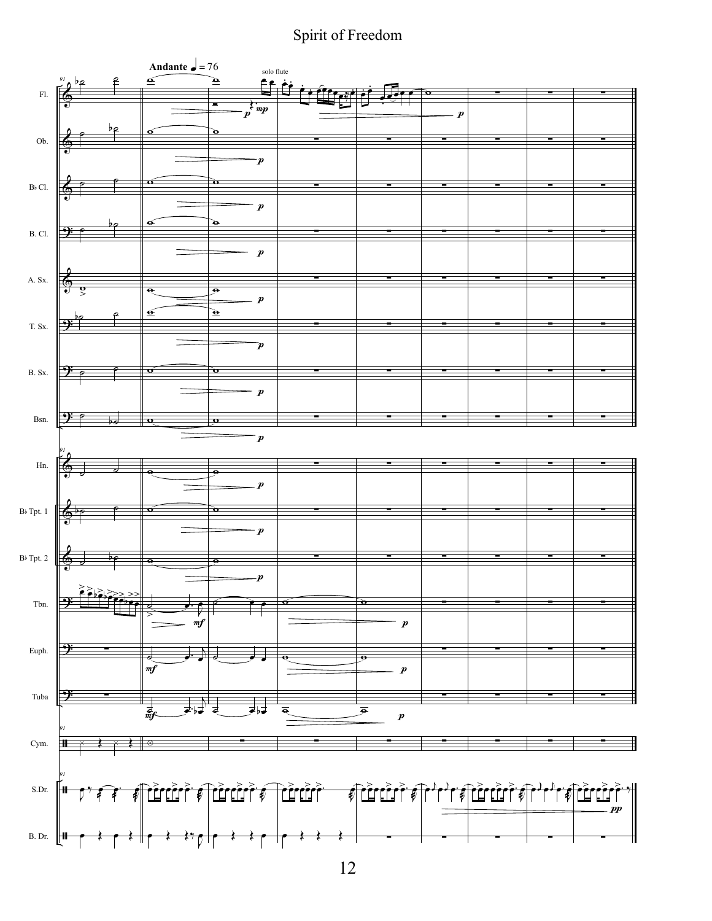Andante ♩ = 76

solo flute

Fl.
Ob.
B♭ Cl.
B. Cl.
A. Sx.
T. Sx.
B. Sx.
Bsn.
Hn.
B♭ Tpt. 1
B♭ Tpt. 2
Tbn.
Euph.
Tuba
Cym.
S.Dr.
B. Dr.